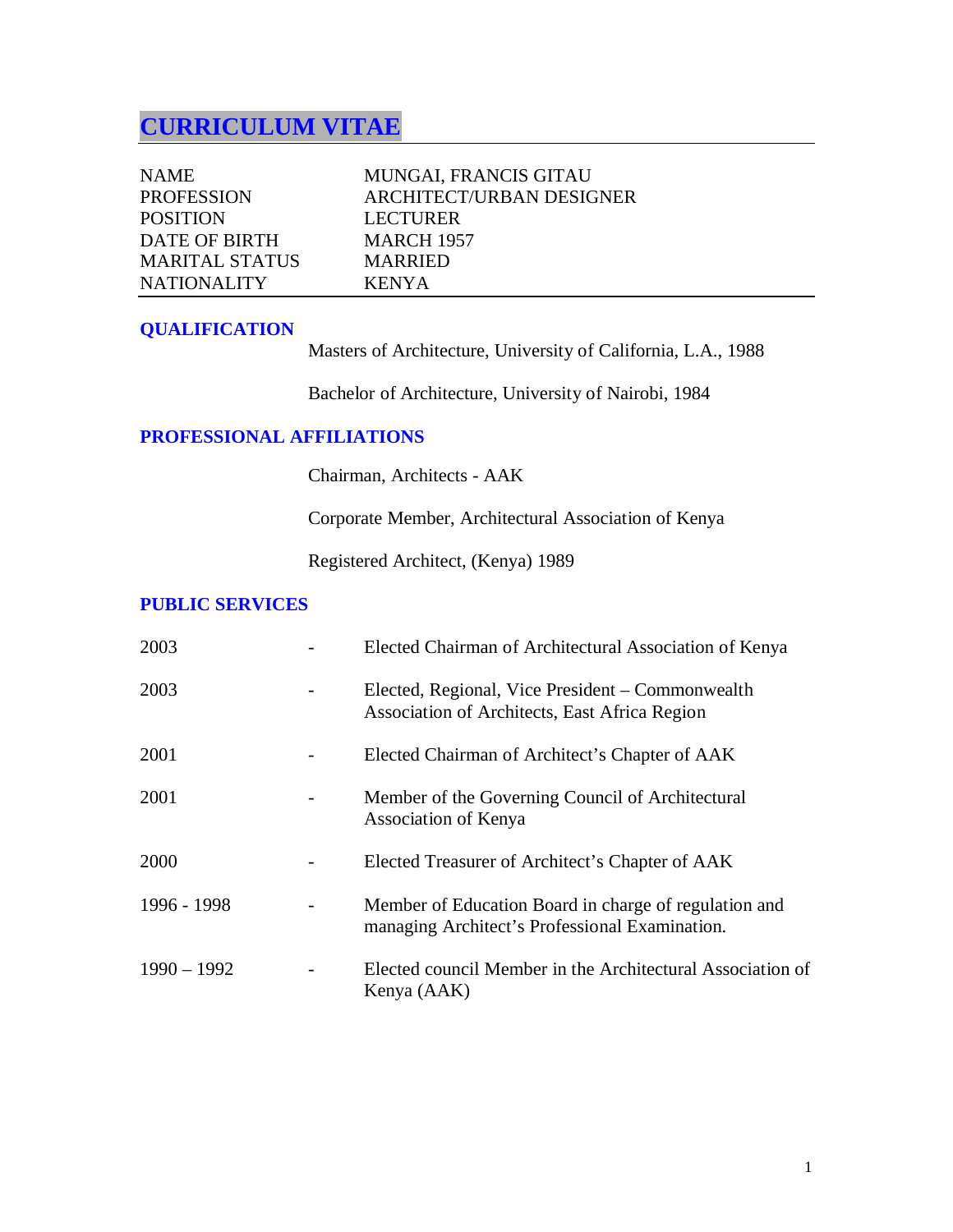# CURRICULUM VITAE

| | |
|---|---|
| NAME | MUNGAI, FRANCIS GITAU |
| PROFESSION | ARCHITECT/URBAN DESIGNER |
| POSITION | LECTURER |
| DATE OF BIRTH | MARCH 1957 |
| MARITAL STATUS | MARRIED |
| NATIONALITY | KENYA |

## QUALIFICATION

Masters of Architecture, University of California, L.A., 1988

Bachelor of Architecture, University of Nairobi, 1984

## PROFESSIONAL AFFILIATIONS

Chairman, Architects - AAK

Corporate Member, Architectural Association of Kenya

Registered Architect, (Kenya) 1989

## PUBLIC SERVICES

| | | |
|---|---|---|
| 2003 | - | Elected Chairman of Architectural Association of Kenya |
| 2003 | - | Elected, Regional, Vice President – Commonwealth Association of Architects, East Africa Region |
| 2001 | - | Elected Chairman of Architect's Chapter of AAK |
| 2001 | - | Member of the Governing Council of Architectural Association of Kenya |
| 2000 | - | Elected Treasurer of Architect's Chapter of AAK |
| 1996 - 1998 | - | Member of Education Board in charge of regulation and managing Architect's Professional Examination. |
| 1990 – 1992 | - | Elected council Member in the Architectural Association of Kenya (AAK) |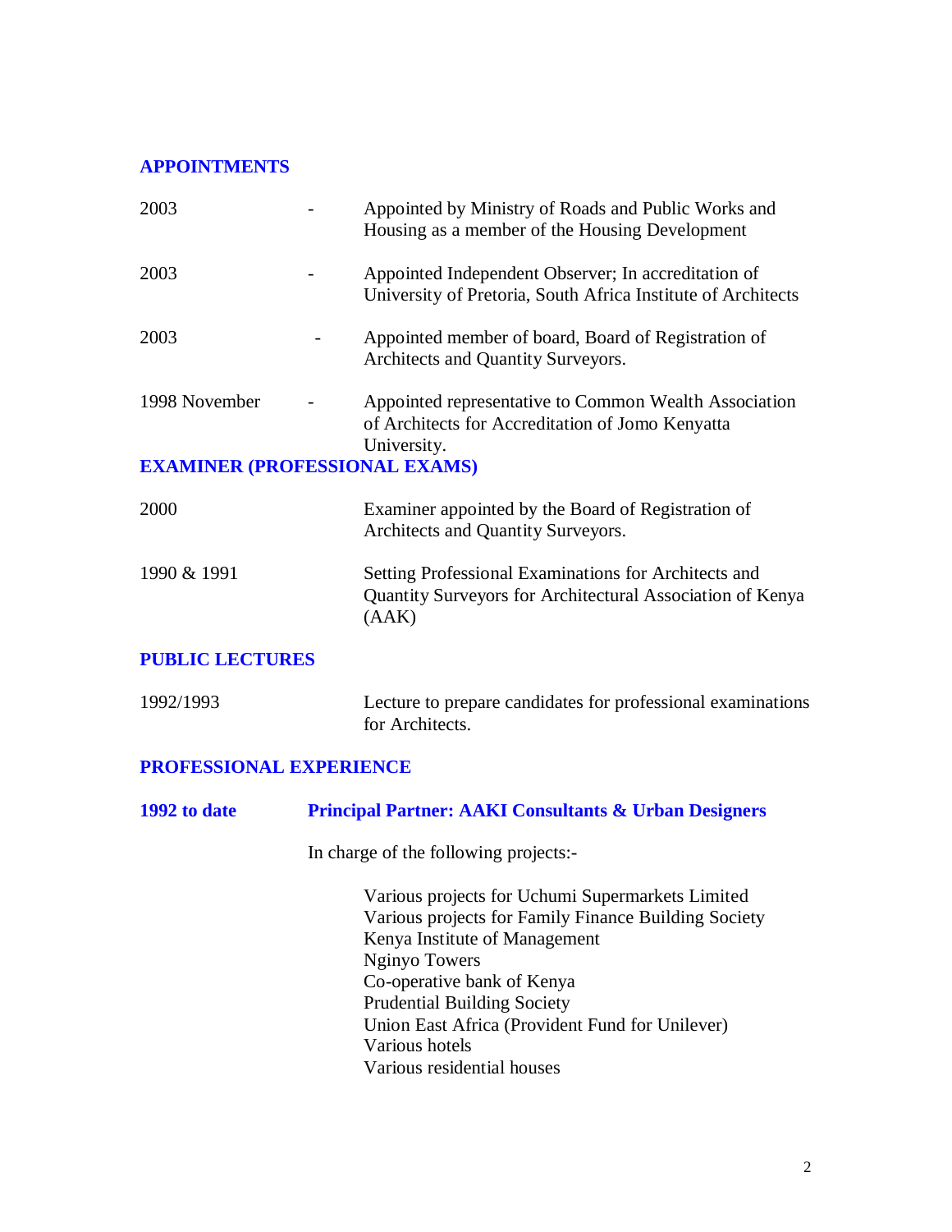## APPOINTMENTS

| | | |
|---|---|---|
| 2003 | - | Appointed by Ministry of Roads and Public Works and Housing as a member of the Housing Development |
| 2003 | - | Appointed Independent Observer; In accreditation of University of Pretoria, South Africa Institute of Architects |
| 2003 | - | Appointed member of board, Board of Registration of Architects and Quantity Surveyors. |
| 1998 November | - | Appointed representative to Common Wealth Association of Architects for Accreditation of Jomo Kenyatta University. |

## EXAMINER (PROFESSIONAL EXAMS)

| | |
|---|---|
| 2000 | Examiner appointed by the Board of Registration of Architects and Quantity Surveyors. |
| 1990 & 1991 | Setting Professional Examinations for Architects and Quantity Surveyors for Architectural Association of Kenya (AAK) |

## PUBLIC LECTURES

| | |
|---|---|
| 1992/1993 | Lecture to prepare candidates for professional examinations for Architects. |

## PROFESSIONAL EXPERIENCE

**1992 to date** **Principal Partner: AAKI Consultants & Urban Designers**

In charge of the following projects:-

- Various projects for Uchumi Supermarkets Limited
- Various projects for Family Finance Building Society
- Kenya Institute of Management
- Nginyo Towers
- Co-operative bank of Kenya
- Prudential Building Society
- Union East Africa (Provident Fund for Unilever)
- Various hotels
- Various residential houses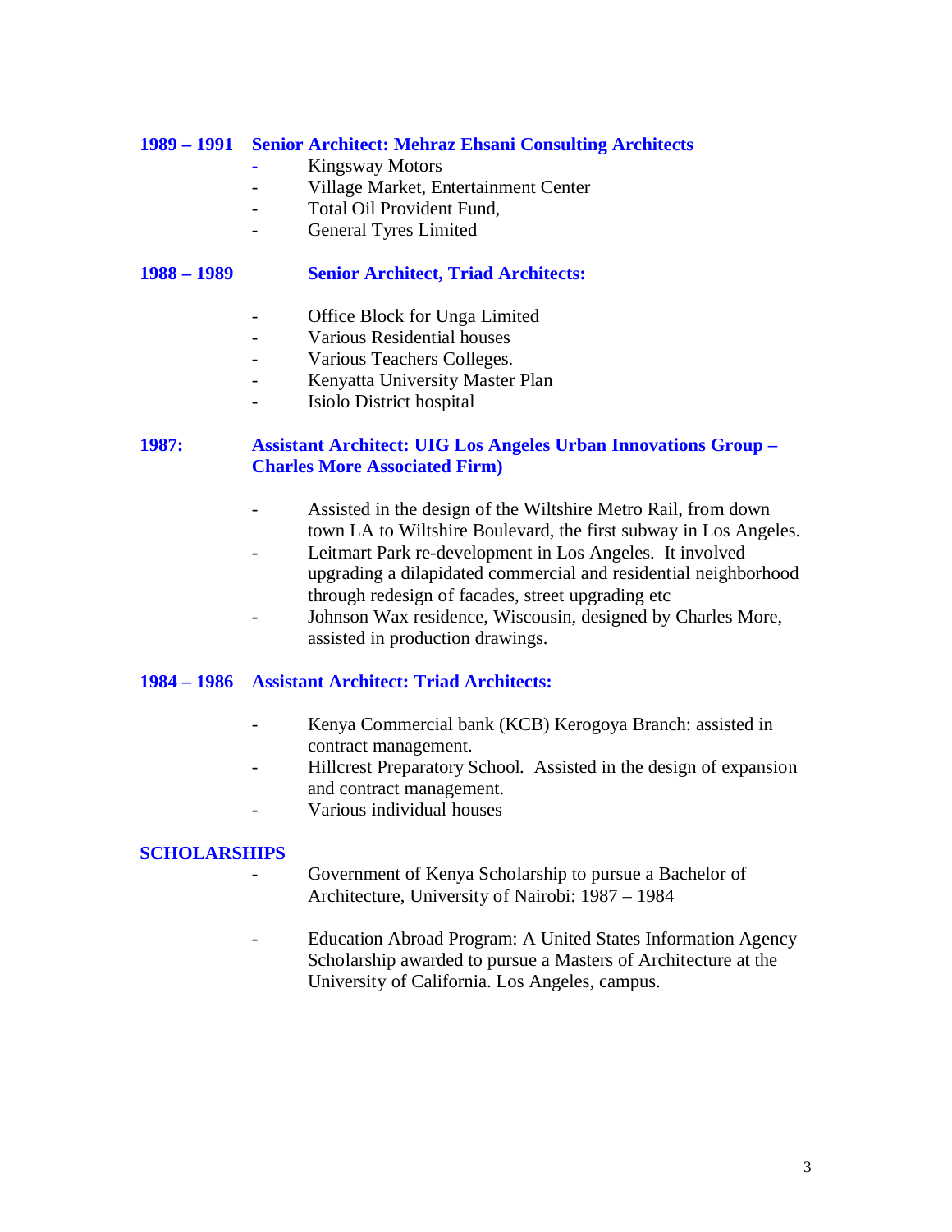**1989 – 1991 Senior Architect: Mehraz Ehsani Consulting Architects**

- Kingsway Motors
- Village Market, Entertainment Center
- Total Oil Provident Fund,
- General Tyres Limited

**1988 – 1989 Senior Architect, Triad Architects:**

- Office Block for Unga Limited
- Various Residential houses
- Various Teachers Colleges.
- Kenyatta University Master Plan
- Isiolo District hospital

**1987: Assistant Architect: UIG Los Angeles Urban Innovations Group – Charles More Associated Firm)**

- Assisted in the design of the Wiltshire Metro Rail, from down town LA to Wiltshire Boulevard, the first subway in Los Angeles.
- Leitmart Park re-development in Los Angeles. It involved upgrading a dilapidated commercial and residential neighborhood through redesign of facades, street upgrading etc
- Johnson Wax residence, Wiscousin, designed by Charles More, assisted in production drawings.

**1984 – 1986 Assistant Architect: Triad Architects:**

- Kenya Commercial bank (KCB) Kerogoya Branch: assisted in contract management.
- Hillcrest Preparatory School. Assisted in the design of expansion and contract management.
- Various individual houses

**SCHOLARSHIPS**

- Government of Kenya Scholarship to pursue a Bachelor of Architecture, University of Nairobi: 1987 – 1984
- Education Abroad Program: A United States Information Agency Scholarship awarded to pursue a Masters of Architecture at the University of California. Los Angeles, campus.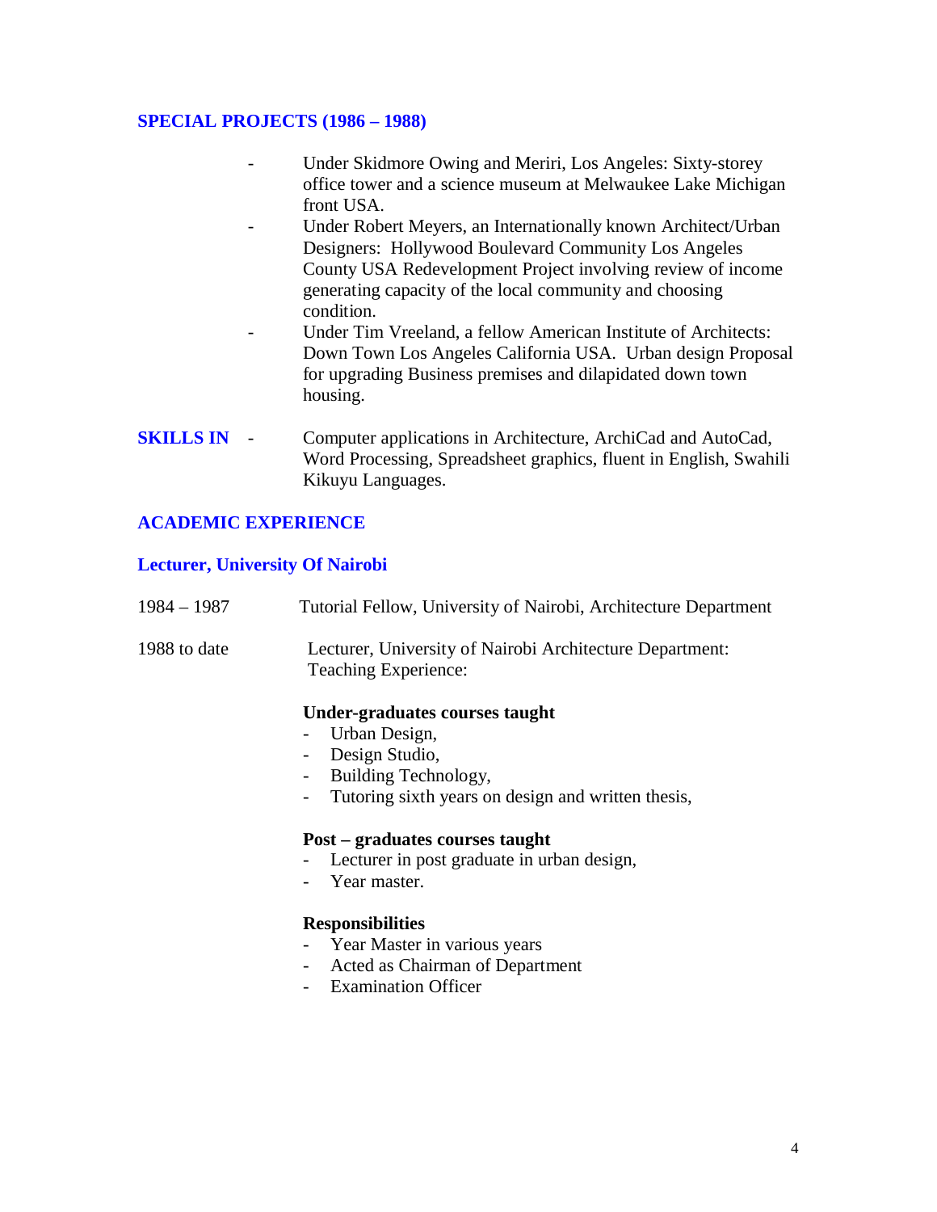## SPECIAL PROJECTS (1986 – 1988)

- Under Skidmore Owing and Meriri, Los Angeles: Sixty-storey office tower and a science museum at Melwaukee Lake Michigan front USA.
- Under Robert Meyers, an Internationally known Architect/Urban Designers: Hollywood Boulevard Community Los Angeles County USA Redevelopment Project involving review of income generating capacity of the local community and choosing condition.
- Under Tim Vreeland, a fellow American Institute of Architects: Down Town Los Angeles California USA. Urban design Proposal for upgrading Business premises and dilapidated down town housing.

**SKILLS IN** - Computer applications in Architecture, ArchiCad and AutoCad, Word Processing, Spreadsheet graphics, fluent in English, Swahili Kikuyu Languages.

## ACADEMIC EXPERIENCE

### Lecturer, University Of Nairobi

1984 – 1987 Tutorial Fellow, University of Nairobi, Architecture Department

1988 to date Lecturer, University of Nairobi Architecture Department: Teaching Experience:

**Under-graduates courses taught**
- Urban Design,
- Design Studio,
- Building Technology,
- Tutoring sixth years on design and written thesis,

**Post – graduates courses taught**
- Lecturer in post graduate in urban design,
- Year master.

**Responsibilities**
- Year Master in various years
- Acted as Chairman of Department
- Examination Officer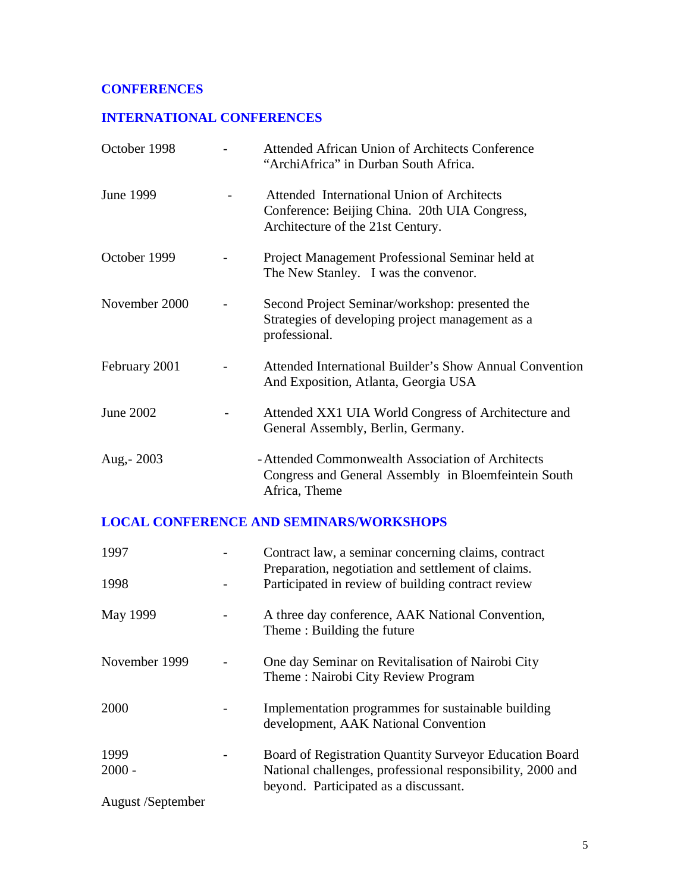## CONFERENCES

### INTERNATIONAL CONFERENCES

| | | |
|---|---|---|
| October 1998 | - | Attended African Union of Architects Conference "ArchiAfrica" in Durban South Africa. |
| June 1999 | - | Attended International Union of Architects Conference: Beijing China. 20th UIA Congress, Architecture of the 21st Century. |
| October 1999 | - | Project Management Professional Seminar held at The New Stanley. I was the convenor. |
| November 2000 | - | Second Project Seminar/workshop: presented the Strategies of developing project management as a professional. |
| February 2001 | - | Attended International Builder's Show Annual Convention And Exposition, Atlanta, Georgia USA |
| June 2002 | - | Attended XX1 UIA World Congress of Architecture and General Assembly, Berlin, Germany. |
| Aug,- 2003 | | -Attended Commonwealth Association of Architects Congress and General Assembly in Bloemfeintein South Africa, Theme |

### LOCAL CONFERENCE AND SEMINARS/WORKSHOPS

| | | |
|---|---|---|
| 1997 | - | Contract law, a seminar concerning claims, contract Preparation, negotiation and settlement of claims. |
| 1998 | - | Participated in review of building contract review |
| May 1999 | - | A three day conference, AAK National Convention, Theme : Building the future |
| November 1999 | - | One day Seminar on Revitalisation of Nairobi City Theme : Nairobi City Review Program |
| 2000 | - | Implementation programmes for sustainable building development, AAK National Convention |
| 1999<br>2000 - | - | Board of Registration Quantity Surveyor Education Board National challenges, professional responsibility, 2000 and beyond. Participated as a discussant. |
| August /September | | |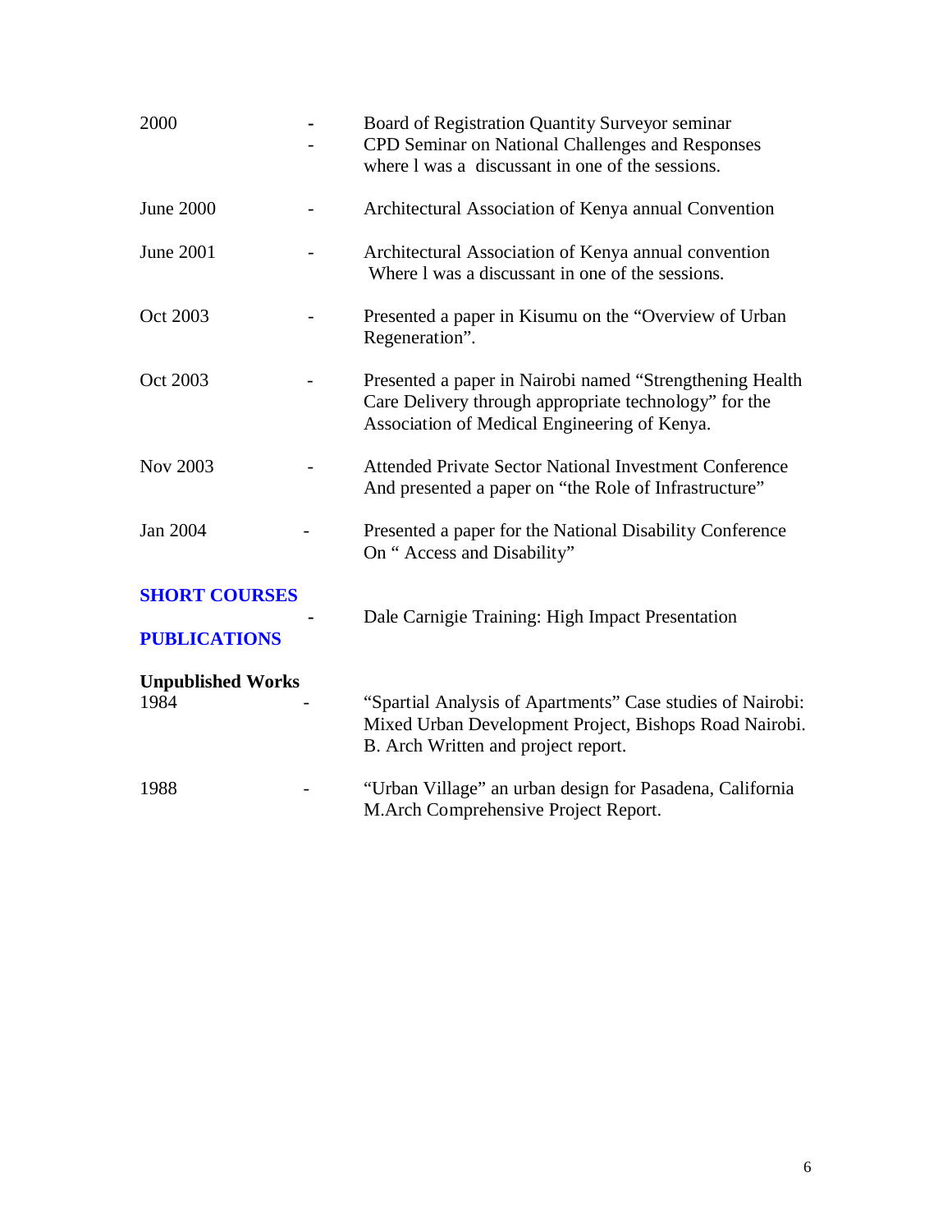| | | |
|---|---|---|
| 2000 | - | Board of Registration Quantity Surveyor seminar |
| | - | CPD Seminar on National Challenges and Responses where l was a discussant in one of the sessions. |
| June 2000 | - | Architectural Association of Kenya annual Convention |
| June 2001 | - | Architectural Association of Kenya annual convention Where l was a discussant in one of the sessions. |
| Oct 2003 | - | Presented a paper in Kisumu on the "Overview of Urban Regeneration". |
| Oct 2003 | - | Presented a paper in Nairobi named "Strengthening Health Care Delivery through appropriate technology" for the Association of Medical Engineering of Kenya. |
| Nov 2003 | - | Attended Private Sector National Investment Conference And presented a paper on "the Role of Infrastructure" |
| Jan 2004 | - | Presented a paper for the National Disability Conference On " Access and Disability" |

## SHORT COURSES

- Dale Carnigie Training: High Impact Presentation

## PUBLICATIONS

**Unpublished Works**

| | | |
|---|---|---|
| 1984 | - | "Spartial Analysis of Apartments" Case studies of Nairobi: Mixed Urban Development Project, Bishops Road Nairobi. B. Arch Written and project report. |
| 1988 | - | "Urban Village" an urban design for Pasadena, California M.Arch Comprehensive Project Report. |